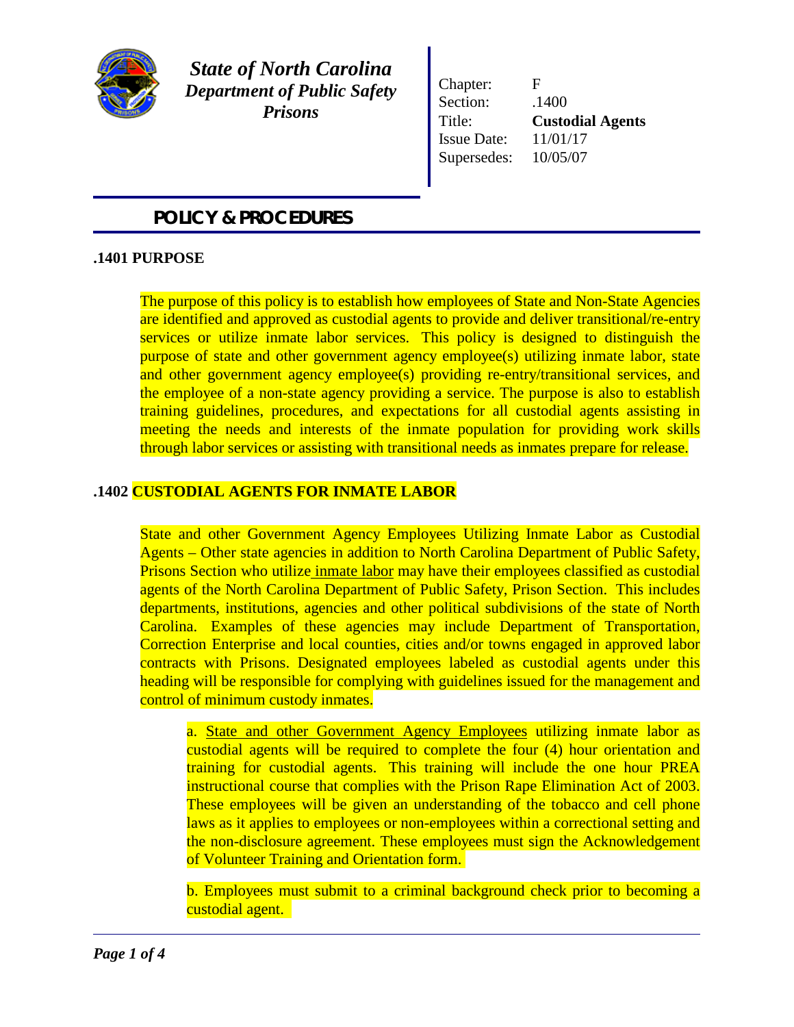# State of North Carolina
## Department of Public Safety
## Prisons

| | |
|---|---|
| Chapter: | F |
| Section: | .1400 |
| Title: | **Custodial Agents** |
| Issue Date: | 11/01/17 |
| Supersedes: | 10/05/07 |

## POLICY & PROCEDURES

### .1401 PURPOSE

The purpose of this policy is to establish how employees of State and Non-State Agencies are identified and approved as custodial agents to provide and deliver transitional/re-entry services or utilize inmate labor services. This policy is designed to distinguish the purpose of state and other government agency employee(s) utilizing inmate labor, state and other government agency employee(s) providing re-entry/transitional services, and the employee of a non-state agency providing a service. The purpose is also to establish training guidelines, procedures, and expectations for all custodial agents assisting in meeting the needs and interests of the inmate population for providing work skills through labor services or assisting with transitional needs as inmates prepare for release.

### .1402 CUSTODIAL AGENTS FOR INMATE LABOR

State and other Government Agency Employees Utilizing Inmate Labor as Custodial Agents – Other state agencies in addition to North Carolina Department of Public Safety, Prisons Section who utilize inmate labor may have their employees classified as custodial agents of the North Carolina Department of Public Safety, Prison Section. This includes departments, institutions, agencies and other political subdivisions of the state of North Carolina. Examples of these agencies may include Department of Transportation, Correction Enterprise and local counties, cities and/or towns engaged in approved labor contracts with Prisons. Designated employees labeled as custodial agents under this heading will be responsible for complying with guidelines issued for the management and control of minimum custody inmates.

a. State and other Government Agency Employees utilizing inmate labor as custodial agents will be required to complete the four (4) hour orientation and training for custodial agents. This training will include the one hour PREA instructional course that complies with the Prison Rape Elimination Act of 2003. These employees will be given an understanding of the tobacco and cell phone laws as it applies to employees or non-employees within a correctional setting and the non-disclosure agreement. These employees must sign the Acknowledgement of Volunteer Training and Orientation form.

b. Employees must submit to a criminal background check prior to becoming a custodial agent.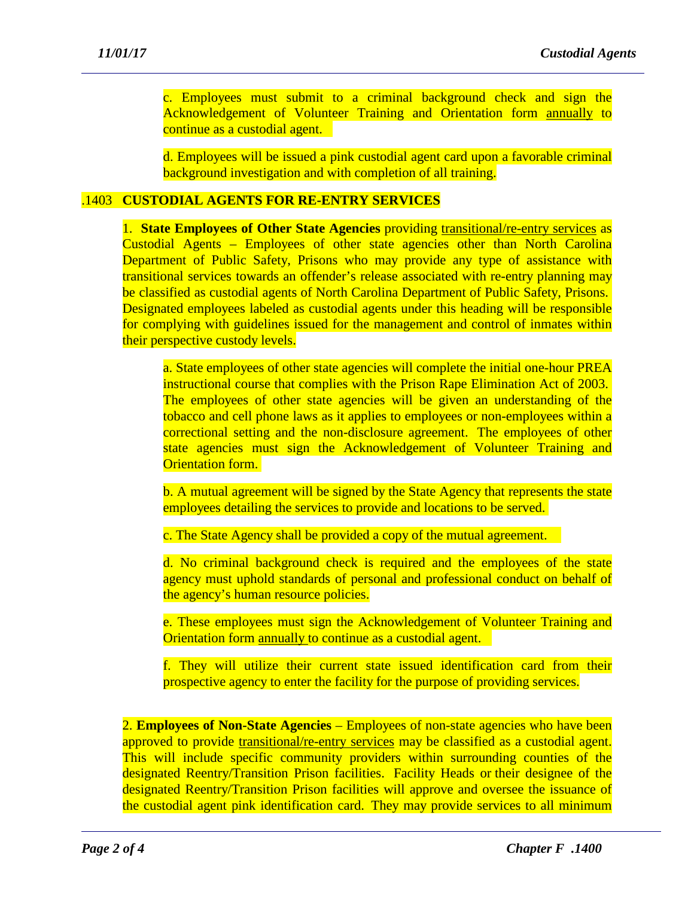c. Employees must submit to a criminal background check and sign the Acknowledgement of Volunteer Training and Orientation form annually to continue as a custodial agent.

d. Employees will be issued a pink custodial agent card upon a favorable criminal background investigation and with completion of all training.

## .1403 CUSTODIAL AGENTS FOR RE-ENTRY SERVICES

1. **State Employees of Other State Agencies** providing transitional/re-entry services as Custodial Agents – Employees of other state agencies other than North Carolina Department of Public Safety, Prisons who may provide any type of assistance with transitional services towards an offender's release associated with re-entry planning may be classified as custodial agents of North Carolina Department of Public Safety, Prisons. Designated employees labeled as custodial agents under this heading will be responsible for complying with guidelines issued for the management and control of inmates within their perspective custody levels.

   a. State employees of other state agencies will complete the initial one-hour PREA instructional course that complies with the Prison Rape Elimination Act of 2003. The employees of other state agencies will be given an understanding of the tobacco and cell phone laws as it applies to employees or non-employees within a correctional setting and the non-disclosure agreement. The employees of other state agencies must sign the Acknowledgement of Volunteer Training and Orientation form.

   b. A mutual agreement will be signed by the State Agency that represents the state employees detailing the services to provide and locations to be served.

   c. The State Agency shall be provided a copy of the mutual agreement.

   d. No criminal background check is required and the employees of the state agency must uphold standards of personal and professional conduct on behalf of the agency's human resource policies.

   e. These employees must sign the Acknowledgement of Volunteer Training and Orientation form annually to continue as a custodial agent.

   f. They will utilize their current state issued identification card from their prospective agency to enter the facility for the purpose of providing services.

2. **Employees of Non-State Agencies** – Employees of non-state agencies who have been approved to provide transitional/re-entry services may be classified as a custodial agent. This will include specific community providers within surrounding counties of the designated Reentry/Transition Prison facilities. Facility Heads or their designee of the designated Reentry/Transition Prison facilities will approve and oversee the issuance of the custodial agent pink identification card. They may provide services to all minimum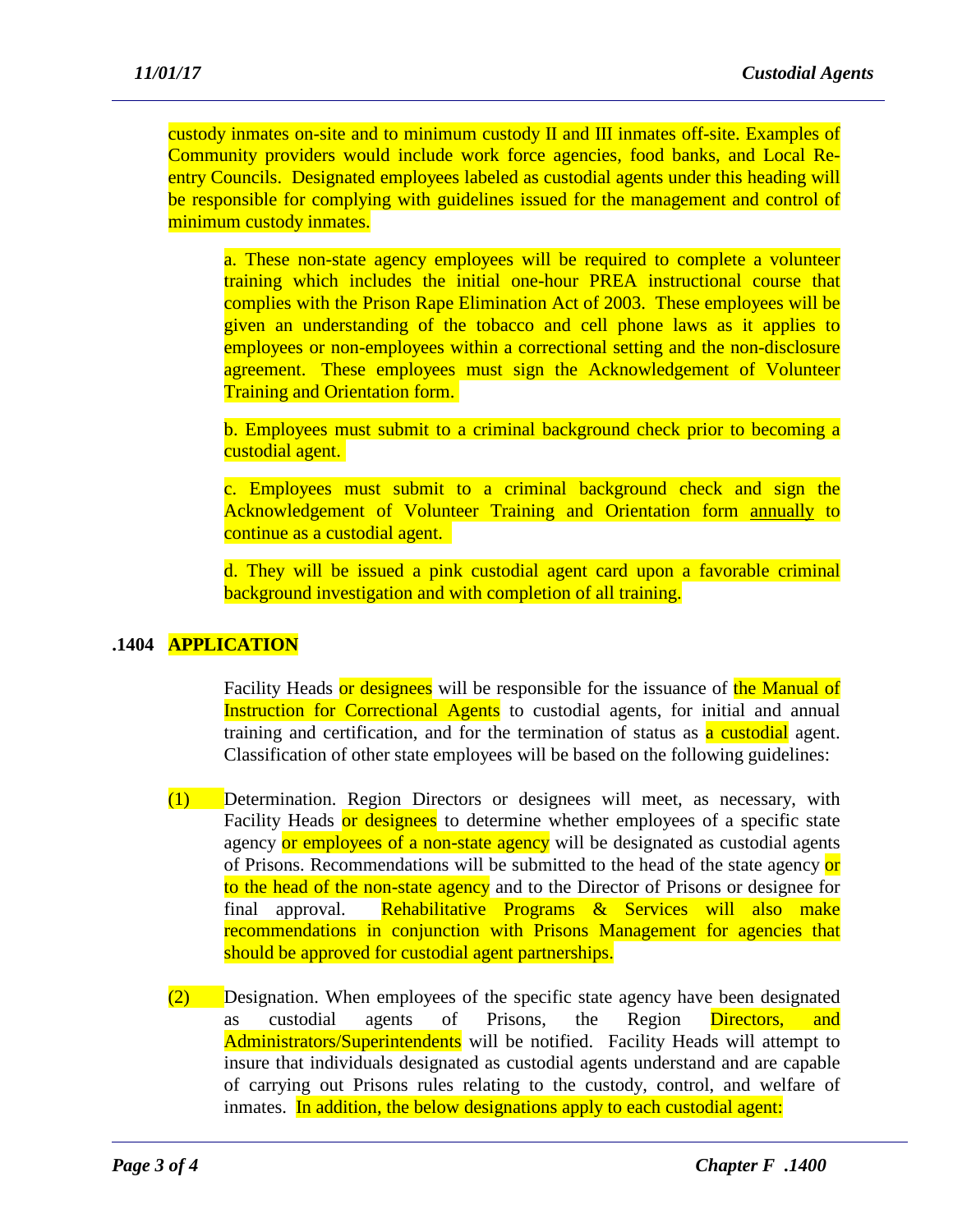custody inmates on-site and to minimum custody II and III inmates off-site. Examples of Community providers would include work force agencies, food banks, and Local Re-entry Councils. Designated employees labeled as custodial agents under this heading will be responsible for complying with guidelines issued for the management and control of minimum custody inmates.

a. These non-state agency employees will be required to complete a volunteer training which includes the initial one-hour PREA instructional course that complies with the Prison Rape Elimination Act of 2003. These employees will be given an understanding of the tobacco and cell phone laws as it applies to employees or non-employees within a correctional setting and the non-disclosure agreement. These employees must sign the Acknowledgement of Volunteer Training and Orientation form.

b. Employees must submit to a criminal background check prior to becoming a custodial agent.

c. Employees must submit to a criminal background check and sign the Acknowledgement of Volunteer Training and Orientation form annually to continue as a custodial agent.

d. They will be issued a pink custodial agent card upon a favorable criminal background investigation and with completion of all training.

## .1404 APPLICATION

Facility Heads or designees will be responsible for the issuance of the Manual of Instruction for Correctional Agents to custodial agents, for initial and annual training and certification, and for the termination of status as a custodial agent. Classification of other state employees will be based on the following guidelines:

(1) Determination. Region Directors or designees will meet, as necessary, with Facility Heads or designees to determine whether employees of a specific state agency or employees of a non-state agency will be designated as custodial agents of Prisons. Recommendations will be submitted to the head of the state agency or to the head of the non-state agency and to the Director of Prisons or designee for final approval. Rehabilitative Programs & Services will also make recommendations in conjunction with Prisons Management for agencies that should be approved for custodial agent partnerships.

(2) Designation. When employees of the specific state agency have been designated as custodial agents of Prisons, the Region Directors, and Administrators/Superintendents will be notified. Facility Heads will attempt to insure that individuals designated as custodial agents understand and are capable of carrying out Prisons rules relating to the custody, control, and welfare of inmates. In addition, the below designations apply to each custodial agent: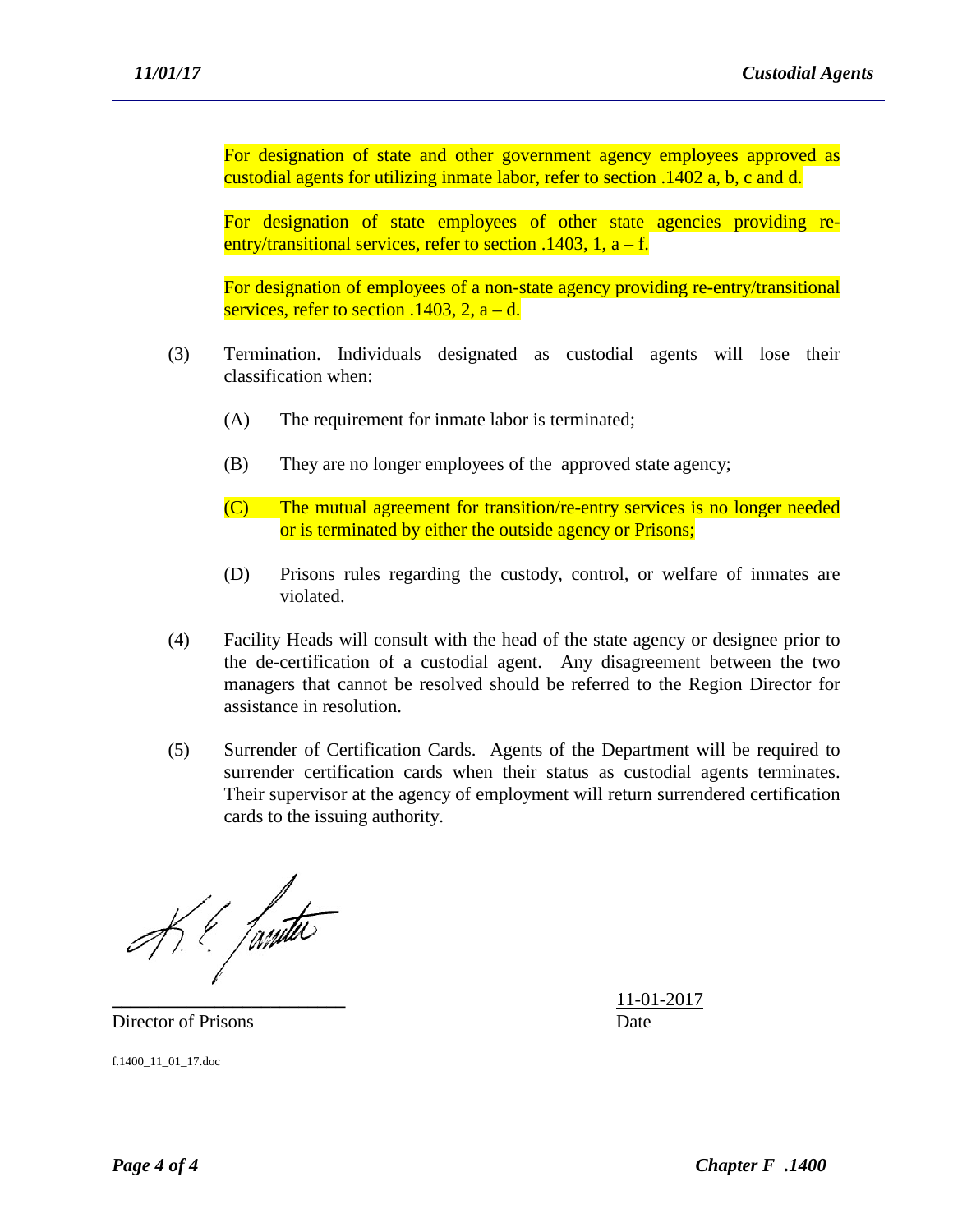For designation of state and other government agency employees approved as custodial agents for utilizing inmate labor, refer to section .1402 a, b, c and d.

For designation of state employees of other state agencies providing re-entry/transitional services, refer to section .1403, 1, a – f.

For designation of employees of a non-state agency providing re-entry/transitional services, refer to section .1403, 2, a – d.

(3) Termination. Individuals designated as custodial agents will lose their classification when:

(A) The requirement for inmate labor is terminated;

(B) They are no longer employees of the approved state agency;

(C) The mutual agreement for transition/re-entry services is no longer needed or is terminated by either the outside agency or Prisons;

(D) Prisons rules regarding the custody, control, or welfare of inmates are violated.

(4) Facility Heads will consult with the head of the state agency or designee prior to the de-certification of a custodial agent. Any disagreement between the two managers that cannot be resolved should be referred to the Region Director for assistance in resolution.

(5) Surrender of Certification Cards. Agents of the Department will be required to surrender certification cards when their status as custodial agents terminates. Their supervisor at the agency of employment will return surrendered certification cards to the issuing authority.

K. E. Lassiter

\_\_\_\_\_\_\_\_\_\_\_\_\_\_\_\_\_\_\_\_\_\_\_\_
Director of Prisons

11-01-2017
Date

f.1400_11_01_17.doc